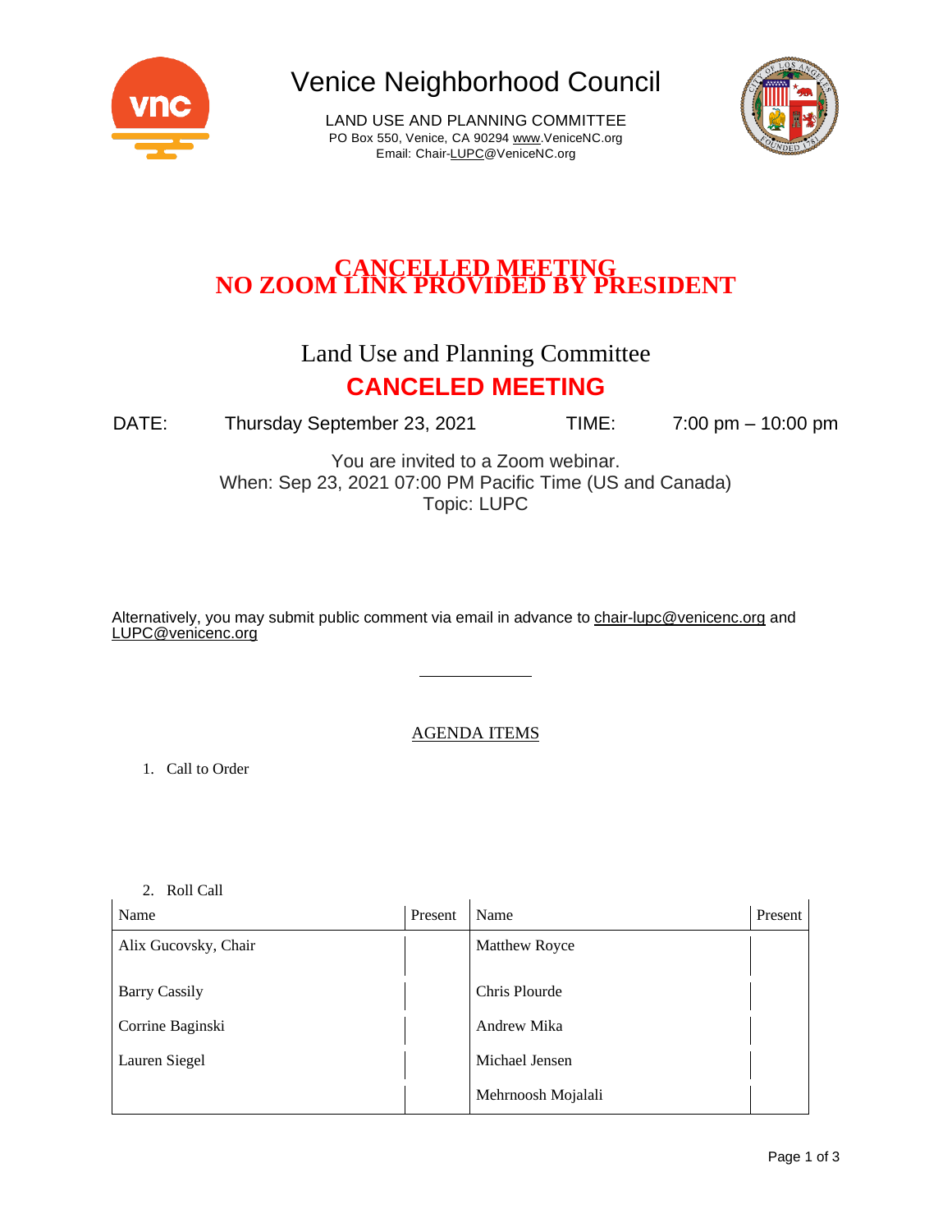# Venice Neighborhood Council

LAND USE AND PLANNING COMMITTEE
PO Box 550, Venice, CA 90294 www.VeniceNC.org
Email: Chair-LUPC@VeniceNC.org

**CANCELLED MEETING**
**NO ZOOM LINK PROVIDED BY PRESIDENT**

## Land Use and Planning Committee

**CANCELED MEETING**

DATE: Thursday September 23, 2021 TIME: 7:00 pm – 10:00 pm

You are invited to a Zoom webinar.
When: Sep 23, 2021 07:00 PM Pacific Time (US and Canada)
Topic: LUPC

Alternatively, you may submit public comment via email in advance to chair-lupc@venicenc.org and LUPC@venicenc.org

---

AGENDA ITEMS

1. Call to Order

2. Roll Call

| Name | Present | Name | Present |
|---|---|---|---|
| Alix Gucovsky, Chair | | Matthew Royce | |
| Barry Cassily | | Chris Plourde | |
| Corrine Baginski | | Andrew Mika | |
| Lauren Siegel | | Michael Jensen | |
| | | Mehrnoosh Mojalali | |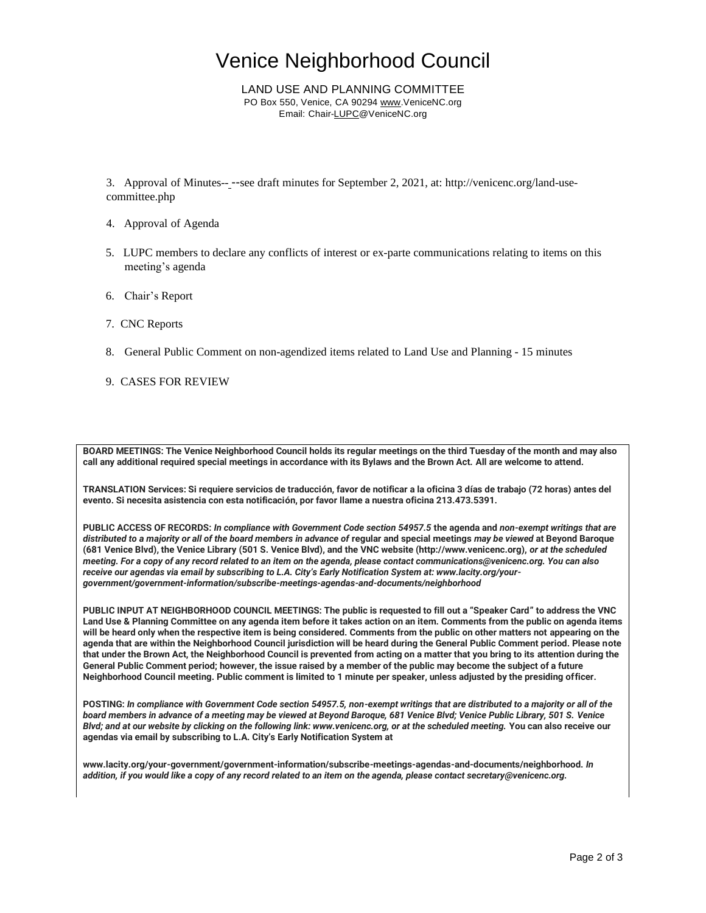# Venice Neighborhood Council

LAND USE AND PLANNING COMMITTEE
PO Box 550, Venice, CA 90294 www.VeniceNC.org
Email: Chair-LUPC@VeniceNC.org

3. Approval of Minutes-- --see draft minutes for September 2, 2021, at: http://venicenc.org/land-use-committee.php

4. Approval of Agenda

5. LUPC members to declare any conflicts of interest or ex-parte communications relating to items on this meeting's agenda

6. Chair's Report

7. CNC Reports

8. General Public Comment on non-agendized items related to Land Use and Planning - 15 minutes

9. CASES FOR REVIEW

**BOARD MEETINGS: The Venice Neighborhood Council holds its regular meetings on the third Tuesday of the month and may also call any additional required special meetings in accordance with its Bylaws and the Brown Act. All are welcome to attend.**

**TRANSLATION Services: Si requiere servicios de traducción, favor de notificar a la oficina 3 días de trabajo (72 horas) antes del evento. Si necesita asistencia con esta notificación, por favor llame a nuestra oficina 213.473.5391.**

**PUBLIC ACCESS OF RECORDS:** ***In compliance with Government Code section 54957.5*** **the agenda and** ***non-exempt writings that are distributed to a majority or all of the board members in advance of*** **regular and special meetings** ***may be viewed*** **at Beyond Baroque (681 Venice Blvd), the Venice Library (501 S. Venice Blvd), and the VNC website (http://www.venicenc.org),** ***or at the scheduled meeting. For a copy of any record related to an item on the agenda, please contact communications@venicenc.org. You can also receive our agendas via email by subscribing to L.A. City's Early Notification System at: www.lacity.org/your-government/government-information/subscribe-meetings-agendas-and-documents/neighborhood***

**PUBLIC INPUT AT NEIGHBORHOOD COUNCIL MEETINGS: The public is requested to fill out a "Speaker Card" to address the VNC Land Use & Planning Committee on any agenda item before it takes action on an item. Comments from the public on agenda items will be heard only when the respective item is being considered. Comments from the public on other matters not appearing on the agenda that are within the Neighborhood Council jurisdiction will be heard during the General Public Comment period. Please note that under the Brown Act, the Neighborhood Council is prevented from acting on a matter that you bring to its attention during the General Public Comment period; however, the issue raised by a member of the public may become the subject of a future Neighborhood Council meeting. Public comment is limited to 1 minute per speaker, unless adjusted by the presiding officer.**

**POSTING:** ***In compliance with Government Code section 54957.5, non-exempt writings that are distributed to a majority or all of the board members in advance of a meeting may be viewed at Beyond Baroque, 681 Venice Blvd; Venice Public Library, 501 S. Venice Blvd; and at our website by clicking on the following link: www.venicenc.org, or at the scheduled meeting.*** **You can also receive our agendas via email by subscribing to L.A. City's Early Notification System at**

**www.lacity.org/your-government/government-information/subscribe-meetings-agendas-and-documents/neighborhood.** ***In addition, if you would like a copy of any record related to an item on the agenda, please contact secretary@venicenc.org.***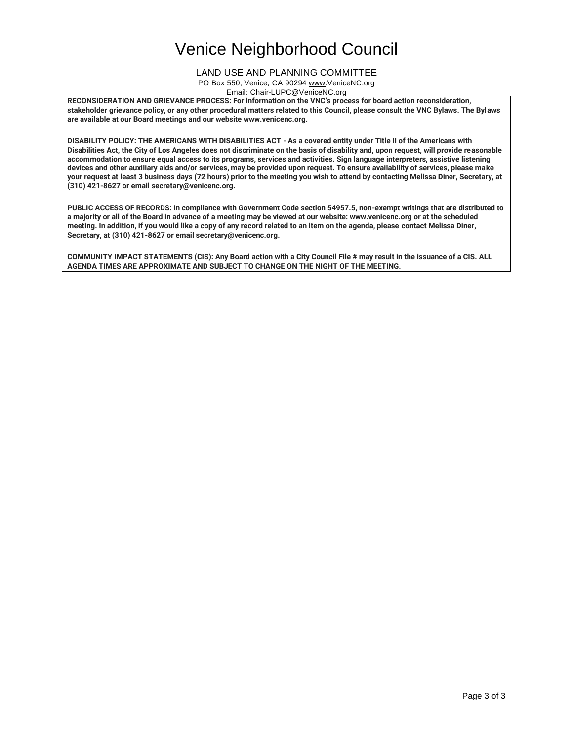# Venice Neighborhood Council

LAND USE AND PLANNING COMMITTEE

PO Box 550, Venice, CA 90294 www.VeniceNC.org

Email: Chair-LUPC@VeniceNC.org

**RECONSIDERATION AND GRIEVANCE PROCESS: For information on the VNC's process for board action reconsideration, stakeholder grievance policy, or any other procedural matters related to this Council, please consult the VNC Bylaws. The Bylaws are available at our Board meetings and our website www.venicenc.org.**

**DISABILITY POLICY: THE AMERICANS WITH DISABILITIES ACT - As a covered entity under Title II of the Americans with Disabilities Act, the City of Los Angeles does not discriminate on the basis of disability and, upon request, will provide reasonable accommodation to ensure equal access to its programs, services and activities. Sign language interpreters, assistive listening devices and other auxiliary aids and/or services, may be provided upon request. To ensure availability of services, please make your request at least 3 business days (72 hours) prior to the meeting you wish to attend by contacting Melissa Diner, Secretary, at (310) 421-8627 or email secretary@venicenc.org.**

**PUBLIC ACCESS OF RECORDS: In compliance with Government Code section 54957.5, non-exempt writings that are distributed to a majority or all of the Board in advance of a meeting may be viewed at our website: www.venicenc.org or at the scheduled meeting. In addition, if you would like a copy of any record related to an item on the agenda, please contact Melissa Diner, Secretary, at (310) 421-8627 or email secretary@venicenc.org.**

**COMMUNITY IMPACT STATEMENTS (CIS): Any Board action with a City Council File # may result in the issuance of a CIS. ALL AGENDA TIMES ARE APPROXIMATE AND SUBJECT TO CHANGE ON THE NIGHT OF THE MEETING.**